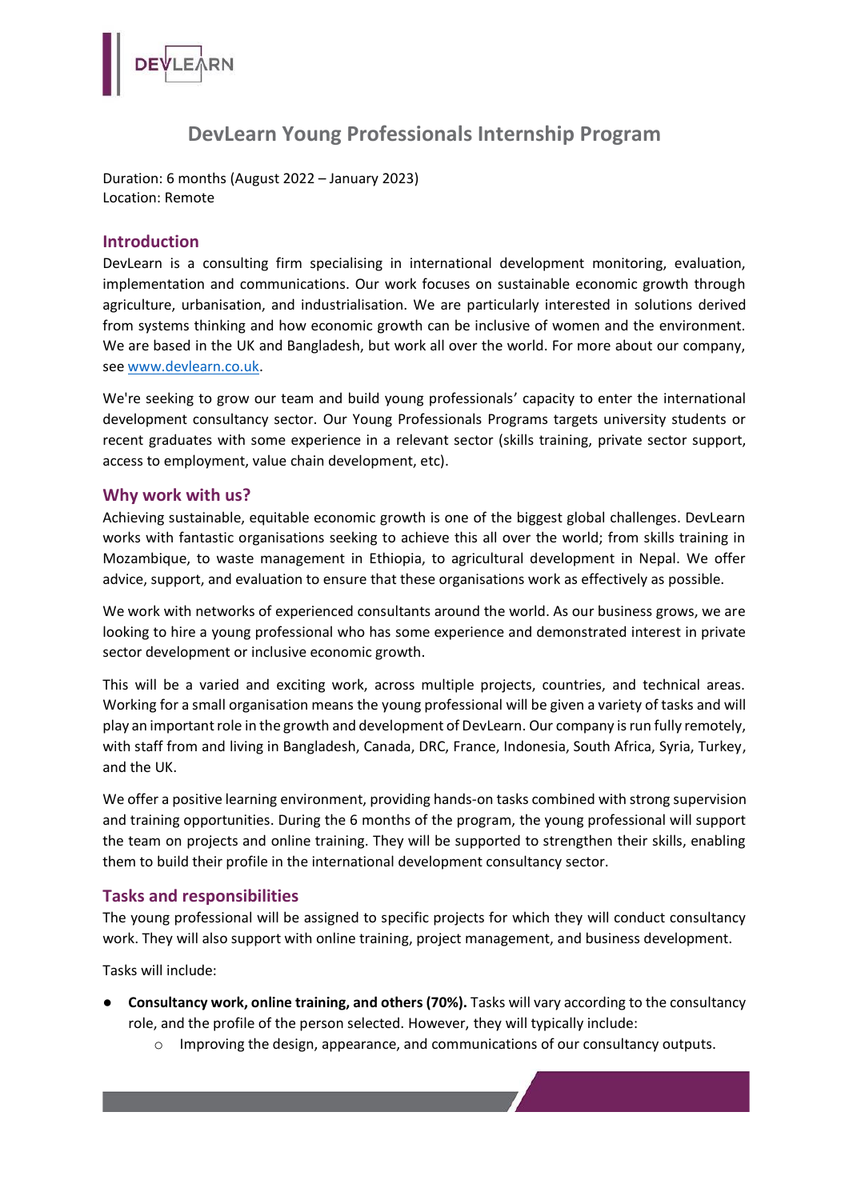# DevLearn Young Professionals Internship Program

Duration: 6 months (August 2022 – January 2023)
Location: Remote

## Introduction

DevLearn is a consulting firm specialising in international development monitoring, evaluation, implementation and communications. Our work focuses on sustainable economic growth through agriculture, urbanisation, and industrialisation. We are particularly interested in solutions derived from systems thinking and how economic growth can be inclusive of women and the environment. We are based in the UK and Bangladesh, but work all over the world. For more about our company, see www.devlearn.co.uk.

We're seeking to grow our team and build young professionals' capacity to enter the international development consultancy sector. Our Young Professionals Programs targets university students or recent graduates with some experience in a relevant sector (skills training, private sector support, access to employment, value chain development, etc).

## Why work with us?

Achieving sustainable, equitable economic growth is one of the biggest global challenges. DevLearn works with fantastic organisations seeking to achieve this all over the world; from skills training in Mozambique, to waste management in Ethiopia, to agricultural development in Nepal. We offer advice, support, and evaluation to ensure that these organisations work as effectively as possible.

We work with networks of experienced consultants around the world. As our business grows, we are looking to hire a young professional who has some experience and demonstrated interest in private sector development or inclusive economic growth.

This will be a varied and exciting work, across multiple projects, countries, and technical areas. Working for a small organisation means the young professional will be given a variety of tasks and will play an important role in the growth and development of DevLearn. Our company is run fully remotely, with staff from and living in Bangladesh, Canada, DRC, France, Indonesia, South Africa, Syria, Turkey, and the UK.

We offer a positive learning environment, providing hands-on tasks combined with strong supervision and training opportunities. During the 6 months of the program, the young professional will support the team on projects and online training. They will be supported to strengthen their skills, enabling them to build their profile in the international development consultancy sector.

## Tasks and responsibilities

The young professional will be assigned to specific projects for which they will conduct consultancy work. They will also support with online training, project management, and business development.

Tasks will include:

- **Consultancy work, online training, and others (70%).** Tasks will vary according to the consultancy role, and the profile of the person selected. However, they will typically include:
  - Improving the design, appearance, and communications of our consultancy outputs.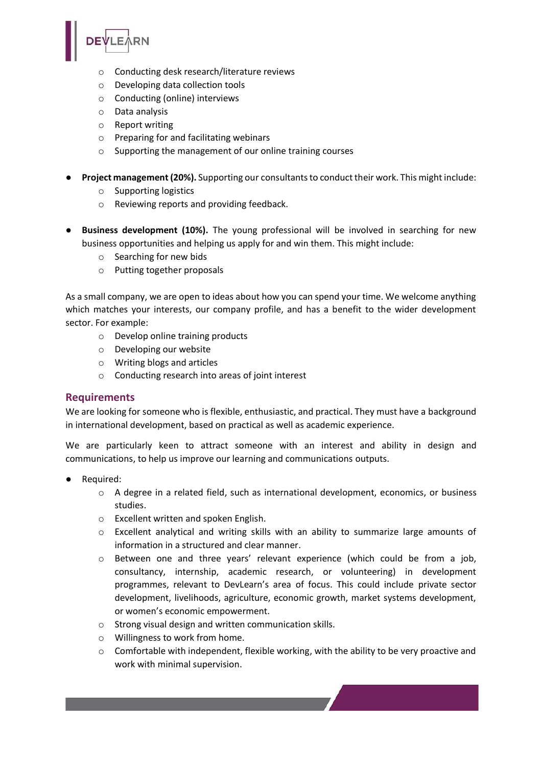- Conducting desk research/literature reviews
    - Developing data collection tools
    - Conducting (online) interviews
    - Data analysis
    - Report writing
    - Preparing for and facilitating webinars
    - Supporting the management of our online training courses

- **Project management (20%).** Supporting our consultants to conduct their work. This might include:
    - Supporting logistics
    - Reviewing reports and providing feedback.

- **Business development (10%).** The young professional will be involved in searching for new business opportunities and helping us apply for and win them. This might include:
    - Searching for new bids
    - Putting together proposals

As a small company, we are open to ideas about how you can spend your time. We welcome anything which matches your interests, our company profile, and has a benefit to the wider development sector. For example:

- Develop online training products
- Developing our website
- Writing blogs and articles
- Conducting research into areas of joint interest

## Requirements

We are looking for someone who is flexible, enthusiastic, and practical. They must have a background in international development, based on practical as well as academic experience.

We are particularly keen to attract someone with an interest and ability in design and communications, to help us improve our learning and communications outputs.

- Required:
    - A degree in a related field, such as international development, economics, or business studies.
    - Excellent written and spoken English.
    - Excellent analytical and writing skills with an ability to summarize large amounts of information in a structured and clear manner.
    - Between one and three years' relevant experience (which could be from a job, consultancy, internship, academic research, or volunteering) in development programmes, relevant to DevLearn's area of focus. This could include private sector development, livelihoods, agriculture, economic growth, market systems development, or women's economic empowerment.
    - Strong visual design and written communication skills.
    - Willingness to work from home.
    - Comfortable with independent, flexible working, with the ability to be very proactive and work with minimal supervision.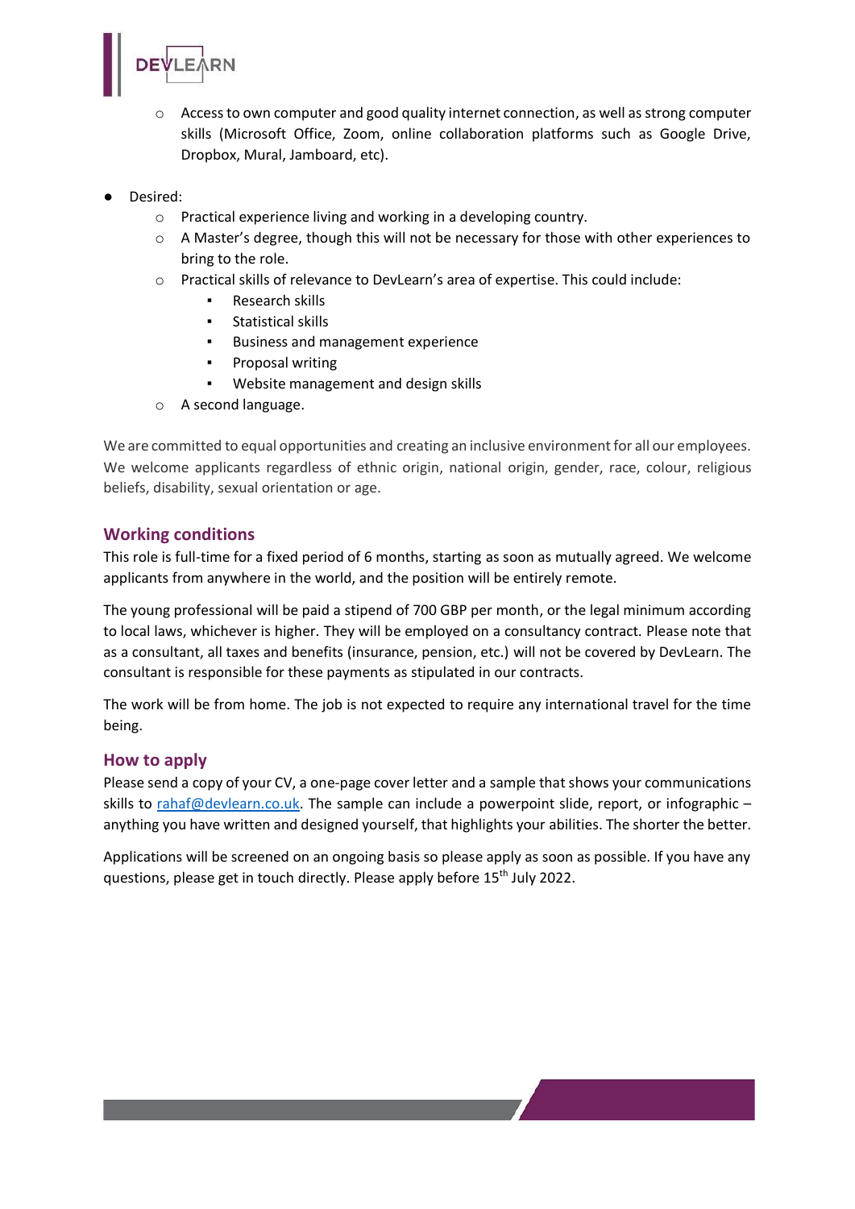- Access to own computer and good quality internet connection, as well as strong computer skills (Microsoft Office, Zoom, online collaboration platforms such as Google Drive, Dropbox, Mural, Jamboard, etc).

- Desired:
    - Practical experience living and working in a developing country.
    - A Master's degree, though this will not be necessary for those with other experiences to bring to the role.
    - Practical skills of relevance to DevLearn's area of expertise. This could include:
        - Research skills
        - Statistical skills
        - Business and management experience
        - Proposal writing
        - Website management and design skills
    - A second language.

We are committed to equal opportunities and creating an inclusive environment for all our employees. We welcome applicants regardless of ethnic origin, national origin, gender, race, colour, religious beliefs, disability, sexual orientation or age.

## Working conditions

This role is full-time for a fixed period of 6 months, starting as soon as mutually agreed. We welcome applicants from anywhere in the world, and the position will be entirely remote.

The young professional will be paid a stipend of 700 GBP per month, or the legal minimum according to local laws, whichever is higher. They will be employed on a consultancy contract. Please note that as a consultant, all taxes and benefits (insurance, pension, etc.) will not be covered by DevLearn. The consultant is responsible for these payments as stipulated in our contracts.

The work will be from home. The job is not expected to require any international travel for the time being.

## How to apply

Please send a copy of your CV, a one-page cover letter and a sample that shows your communications skills to rahaf@devlearn.co.uk. The sample can include a powerpoint slide, report, or infographic – anything you have written and designed yourself, that highlights your abilities. The shorter the better.

Applications will be screened on an ongoing basis so please apply as soon as possible. If you have any questions, please get in touch directly. Please apply before 15th July 2022.